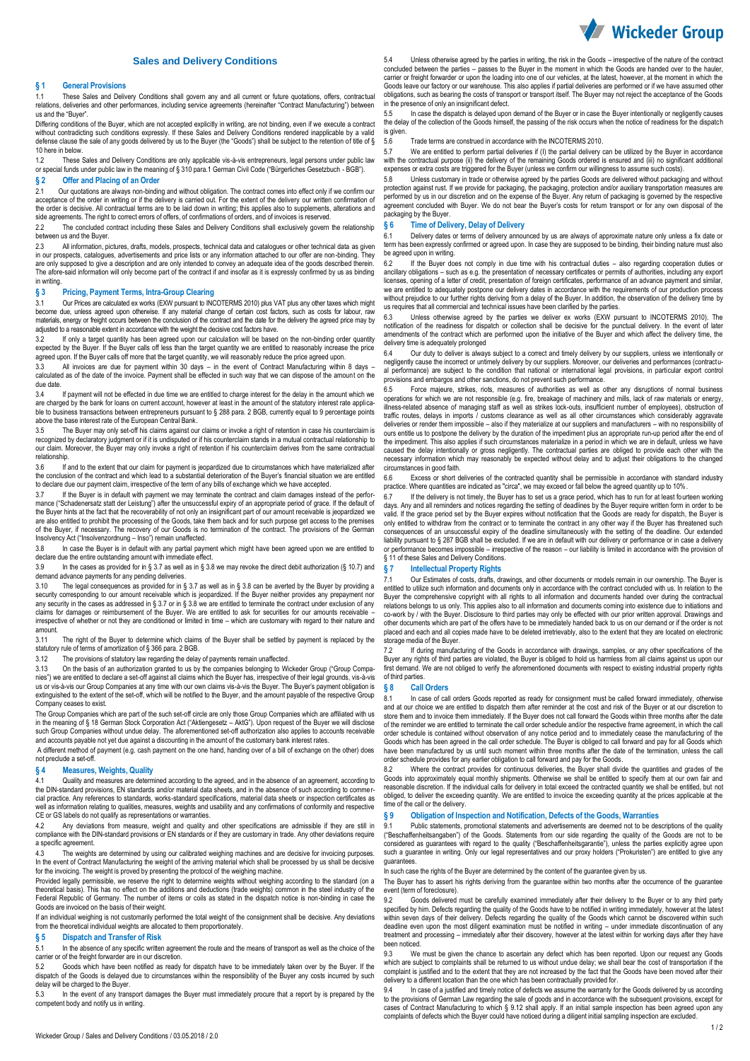# Sales and Delivery Conditions

## § 1 General Provisions

1.1 These Sales and Delivery Conditions shall govern any and all current or future quotations, offers, contractual relations, deliveries and other performances, including service agreements (hereinafter "Contract Manufacturing") between us and the "Buyer".

Differing conditions of the Buyer, which are not accepted explicitly in writing, are not binding, even if we execute a contract without contradicting such conditions expressly. If these Sales and Delivery Conditions rendered inapplicable by a valid defense clause the sale of any goods delivered by us to the Buyer (the "Goods") shall be subject to the retention of title of § 10 here in below.

1.2 These Sales and Delivery Conditions are only applicable vis-à-vis entrepreneurs, legal persons under public law or special funds under public law in the meaning of § 310 para.1 German Civil Code ("Bürgerliches Gesetzbuch - BGB").

## § 2 Offer and Placing of an Order

2.1 Our quotations are always non-binding and without obligation. The contract comes into effect only if we confirm our acceptance of the order in writing or if the delivery is carried out. For the extent of the delivery our written confirmation of the order is decisive. All contractual terms are to be laid down in writing; this applies also to supplements, alterations and side agreements. The right to correct errors of offers, of confirmations of orders, and of invoices is reserved.

2.2 The concluded contract including these Sales and Delivery Conditions shall exclusively govern the relationship between us and the Buyer.

2.3 All information, pictures, drafts, models, prospects, technical data and catalogues or other technical data as given in our prospects, catalogues, advertisements and price lists or any information attached to our offer are non-binding. They are only supposed to give a description and are only intended to convey an adequate idea of the goods described therein. The afore-said information will only become part of the contract if and insofar as it is expressly confirmed by us as binding in writing.

## § 3 Pricing, Payment Terms, Intra-Group Clearing

3.1 Our Prices are calculated ex works (EXW pursuant to INCOTERMS 2010) plus VAT plus any other taxes which might become due, unless agreed upon otherwise. If any material change of certain cost factors, such as costs for labour, raw materials, energy or freight occurs between the conclusion of the contract and the date for the delivery the agreed price may by adjusted to a reasonable extent in accordance with the weight the decisive cost factors have.

3.2 If only a target quantity has been agreed upon our calculation will be based on the non-binding order quantity expected by the Buyer. If the Buyer calls off less than the target quantity we are entitled to reasonably increase the price agreed upon. If the Buyer calls off more that the target quantity, we will reasonably reduce the price agreed upon.

3.3 All invoices are due for payment within 30 days – in the event of Contract Manufacturing within 8 days – calculated as of the date of the invoice. Payment shall be effected in such way that we can dispose of the amount on the due date.

3.4 If payment will not be effected in due time we are entitled to charge interest for the delay in the amount which we are charged by the bank for loans on current account, however at least in the amount of the statutory interest rate applicable to business transactions between entrepreneurs pursuant to § 288 para. 2 BGB, currently equal to 9 percentage points above the base interest rate of the European Central Bank.

3.5 The Buyer may only set-off his claims against our claims or invoke a right of retention in case his counterclaim is recognized by declaratory judgment or if it is undisputed or if his counterclaim stands in a mutual contractual relationship to our claim. Moreover, the Buyer may only invoke a right of retention if his counterclaim derives from the same contractual relationship.

3.6 If and to the extent that our claim for payment is jeopardized due to circumstances which have materialized after the conclusion of the contract and which lead to a substantial deterioration of the Buyer's financial situation we are entitled to declare due our payment claim, irrespective of the term of any bills of exchange which we have accepted.

3.7 If the Buyer is in default with payment we may terminate the contract and claim damages instead of the performance ("Schadenersatz statt der Leistung") after the unsuccessful expiry of an appropriate period of grace. If the default of the Buyer hints at the fact that the recoverability of not only an insignificant part of our amount receivable is jeopardized we are also entitled to prohibit the processing of the Goods, take them back and for such purpose get access to the premises of the Buyer, if necessary. The recovery of our Goods is no termination of the contract. The provisions of the German Insolvency Act ("Insolvenzordnung – Inso") remain unaffected.

3.8 In case the Buyer is in default with any partial payment which might have been agreed upon we are entitled to declare due the entire outstanding amount with immediate effect.

3.9 In the cases as provided for in § 3.7 as well as in § 3.8 we may revoke the direct debit authorization (§ 10.7) and demand advance payments for any pending deliveries.

3.10 The legal consequences as provided for in § 3.7 as well as in § 3.8 can be averted by the Buyer by providing a security corresponding to our amount receivable which is jeopardized. If the Buyer neither provides any prepayment nor any security in the cases as addressed in § 3.7 or in § 3.8 we are entitled to terminate the contract under exclusion of any claims for damages or reimbursement of the Buyer. We are entitled to ask for securities for our amounts receivable – irrespective of whether or not they are conditioned or limited in time – which are customary with regard to their nature and amount.

3.11 The right of the Buyer to determine which claims of the Buyer shall be settled by payment is replaced by the statutory rule of terms of amortization of § 366 para. 2 BGB.

3.12 The provisions of statutory law regarding the delay of payments remain unaffected.

3.13 On the basis of an authorization granted to us by the companies belonging to Wickeder Group ("Group Companies") we are entitled to declare a set-off against all claims which the Buyer has, irrespective of their legal grounds, vis-à-vis us or vis-à-vis our Group Companies at any time with our own claims vis-à-vis the Buyer. The Buyer's payment obligation is extinguished to the extent of the set-off, which will be notified to the Buyer, and the amount payable of the respective Group Company ceases to exist.

The Group Companies which are part of the such set-off circle are only those Group Companies which are affiliated with us in the meaning of § 18 German Stock Corporation Act ("Aktiengesetz – AktG"). Upon request of the Buyer we will disclose such Group Companies without undue delay. The aforementioned set-off authorization also applies to accounts receivable and accounts payable not yet due against a discounting in the amount of the customary bank interest rates.

A different method of payment (e.g. cash payment on the one hand, handing over of a bill of exchange on the other) does not preclude a set-off.

## § 4 Measures, Weights, Quality

4.1 Quality and measures are determined according to the agreed, and in the absence of an agreement, according to the DIN-standard provisions, EN standards and/or material data sheets, and in the absence of such according to commercial practice. Any references to standards, works-standard specifications, material data sheets or inspection certificates as well as information relating to qualities, measures, weights and usability and any confirmations of conformity and respective CE or GS labels do not qualify as representations or warranties.

4.2 Any deviations from measure, weight and quality and other specifications are admissible if they are still in compliance with the DIN-standard provisions or EN standards or if they are customary in trade. Any other deviations require a specific agreement.

4.3 The weights are determined by using our calibrated weighing machines and are decisive for invoicing purposes. In the event of Contract Manufacturing the weight of the arriving material which shall be processed by us shall be decisive for the invoicing. The weight is proved by presenting the protocol of the weighing machine.

Provided legally permissible, we reserve the right to determine weights without weighing according to the standard (on a theoretical basis). This has no effect on the additions and deductions (trade weights) common in the steel industry of the Federal Republic of Germany. The number of items or coils as stated in the dispatch notice is non-binding in case the Goods are invoiced on the basis of their weight.

If an individual weighing is not customarily performed the total weight of the consignment shall be decisive. Any deviations from the theoretical individual weights are allocated to them proportionately.

## § 5 Dispatch and Transfer of Risk

5.1 In the absence of any specific written agreement the route and the means of transport as well as the choice of the carrier or of the freight forwarder are in our discretion.

5.2 Goods which have been notified as ready for dispatch have to be immediately taken over by the Buyer. If the dispatch of the Goods is delayed due to circumstances within the responsibility of the Buyer any costs incurred by such delay will be charged to the Buyer.

5.3 In the event of any transport damages the Buyer must immediately procure that a report is by prepared by the competent body and notify us in writing.

5.4 Unless otherwise agreed by the parties in writing, the risk in the Goods – irrespective of the nature of the contract concluded between the parties – passes to the Buyer in the moment in which the Goods are handed over to the hauler, carrier or freight forwarder or upon the loading into one of our vehicles, at the latest, however, at the moment in which the Goods leave our factory or our warehouse. This also applies if partial deliveries are performed or if we have assumed other obligations, such as bearing the costs of transport or transport itself. The Buyer may not reject the acceptance of the Goods in the presence of only an insignificant defect.

5.5 In case the dispatch is delayed upon demand of the Buyer or in case the Buyer intentionally or negligently causes the delay of the collection of the Goods himself, the passing of the risk occurs when the notice of readiness for the dispatch is given.

5.6 Trade terms are construed in accordance with the INCOTERMS 2010.

5.7 We are entitled to perform partial deliveries if (I) the partial delivery can be utilized by the Buyer in accordance with the contractual purpose (ii) the delivery of the remaining Goods ordered is ensured and (iii) no significant additional expenses or extra costs are triggered for the Buyer (unless we confirm our willingness to assume such costs).

5.8 Unless customary in trade or otherwise agreed by the parties Goods are delivered without packaging and without protection against rust. If we provide for packaging, the packaging, protection and/or auxiliary transportation measures are performed by us in our discretion and on the expense of the Buyer. Any return of packaging is governed by the respective agreement concluded with Buyer. We do not bear the Buyer's costs for return transport or for any own disposal of the packaging by the Buyer.

## § 6 Time of Delivery, Delay of Delivery

6.1 Delivery dates or terms of delivery announced by us are always of approximate nature only unless a fix date or term has been expressly confirmed or agreed upon. In case they are supposed to be binding, their binding nature must also be agreed upon in writing.

6.2 If the Buyer does not comply in due time with his contractual duties – also regarding cooperation duties or ancillary obligations – such as e.g. the presentation of necessary certificates or permits of authorities, including any export licenses, opening of a letter of credit, presentation of foreign certificates, performance of an advance payment and similar, we are entitled to adequately postpone our delivery dates in accordance with the requirements of our production process without prejudice to our further rights deriving from a delay of the Buyer. In addition, the observation of the delivery time by us requires that all commercial and technical issues have been clarified by the parties.

6.3 Unless otherwise agreed by the parties we deliver ex works (EXW pursuant to INCOTERMS 2010). The notification of the readiness for dispatch or collection shall be decisive for the punctual delivery. In the event of later amendments of the contract which are performed upon the initiative of the Buyer and which affect the delivery time, the delivery time is adequately prolonged

6.4 Our duty to deliver is always subject to a correct and timely delivery by our suppliers, unless we intentionally or negligently cause the incorrect or untimely delivery by our suppliers. Moreover, our deliveries and performances (contractual performance) are subject to the condition that national or international legal provisions, in particular export control provisions and embargos and other sanctions, do not prevent such performance.

6.5 Force majeure, strikes, riots, measures of authorities as well as other any disruptions of normal business operations for which we are not responsible (e.g. fire, breakage of machinery and mills, lack of raw materials or energy, illness-related absence of managing staff as well as strikes lock-outs, insufficient number of employees), obstruction of traffic routes, delays in imports / customs clearance as well as all other circumstances which considerably aggravate deliveries or render them impossible – also if they materialize at our suppliers and manufacturers – with no responsibility of ours entitle us to postpone the delivery by the duration of the impediment plus an appropriate run-up period after the end of the impediment. This also applies if such circumstances materialize in a period in which we are in default, unless we have caused the delay intentionally or gross negligently. The contractual parties are obliged to provide each other with the necessary information which may reasonably be expected without delay and to adjust their obligations to the changed circumstances in good faith.

6.6 Excess or short deliveries of the contracted quantity shall be permissible in accordance with standard industry practice. Where quantities are indicated as "circa", we may exceed or fall below the agreed quantity up to 10%.

6.7 If the delivery is not timely, the Buyer has to set us a grace period, which has to run for at least fourteen working days. Any and all reminders and notices regarding the setting of deadlines by the Buyer require written form in order to be valid. If the grace period set by the Buyer expires without notification that the Goods are ready for dispatch, the Buyer is only entitled to withdraw from the contract or to terminate the contract in any other way if the Buyer has threatened such consequences of an unsuccessful expiry of the deadline simultaneously with the setting of the deadline. Our extended liability pursuant to § 287 BGB shall be excluded. If we are in default with our delivery or performance or in case a delivery or performance becomes impossible – irrespective of the reason – our liability is limited in accordance with the provision of § 11 of these Sales and Delivery Conditions.

## § 7 Intellectual Property Rights

7.1 Our Estimates of costs, drafts, drawings, and other documents or models remain in our ownership. The Buyer is entitled to utilize such information and documents only in accordance with the contract concluded with us. In relation to the Buyer the comprehensive copyright with all rights to all information and documents handed over during the contractual relations belongs to us only. This applies also to all information and documents coming into existence due to initiations and co-work by / with the Buyer. Disclosure to third parties may only be effected with our prior written approval. Drawings and other documents which are part of the offers have to be immediately handed back to us on our demand or if the order is not placed and each and all copies made have to be deleted irretrievably, also to the extent that they are located on electronic storage media of the Buyer.

7.2 If during manufacturing of the Goods in accordance with drawings, samples, or any other specifications of the Buyer any rights of third parties are violated, the Buyer is obliged to hold us harmless from all claims against us upon our first demand. We are not obliged to verify the aforementioned documents with respect to existing industrial property rights of third parties.

## § 8 Call Orders

8.1 In case of call orders Goods reported as ready for consignment must be called forward immediately, otherwise and at our choice we are entitled to dispatch them after reminder at the cost and risk of the Buyer or at our discretion to store them and to invoice them immediately. If the Buyer does not call forward the Goods within three months after the date of the reminder we are entitled to terminate the call order schedule and/or the respective frame agreement, in which the call order schedule is contained without observation of any notice period and to immediately cease the manufacturing of the Goods which has been agreed in the call order schedule. The Buyer is obliged to call forward and pay for all Goods which have been manufactured by us until such moment within three months after the date of the termination, unless the call order schedule provides for any earlier obligation to call forward and pay for the Goods.

8.2 Where the contract provides for continuous deliveries, the Buyer shall divide the quantities and grades of the Goods into approximately equal monthly shipments. Otherwise we shall be entitled to specify them at our own fair and reasonable discretion. If the individual calls for delivery in total exceed the contracted quantity we shall be entitled, but not obliged, to deliver the exceeding quantity. We are entitled to invoice the exceeding quantity at the prices applicable at the time of the call or the delivery.

## § 9 Obligation of Inspection and Notification, Defects of the Goods, Warranties

9.1 Public statements, promotional statements and advertisements are deemed not to be descriptions of the quality ("Beschaffenheitsangaben") of the Goods. Statements from our side regarding the quality of the Goods are not to be considered as guarantees with regard to the quality ("Beschaffenheitsgarantie"), unless the parties explicitly agree upon such a guarantee in writing. Only our legal representatives and our proxy holders ("Prokuristen") are entitled to give any guarantees.

In such case the rights of the Buyer are determined by the content of the guarantee given by us.

The Buyer has to assert his rights deriving from the guarantee within two months after the occurrence of the guarantee event (term of foreclosure).

9.2 Goods delivered must be carefully examined immediately after their delivery to the Buyer or to any third party specified by him. Defects regarding the quality of the Goods have to be notified in writing immediately, however at the latest within seven days of their delivery. Defects regarding the quality of the Goods which cannot be discovered within such deadline even upon the most diligent examination must be notified in writing – under immediate discontinuation of any treatment and processing – immediately after their discovery, however at the latest within for working days after they have been noticed.

9.3 We must be given the chance to ascertain any defect which has been reported. Upon our request any Goods which are subject to complaints shall be returned to us without undue delay; we shall bear the cost of transportation if the complaint is justified and to the extent that they are not increased by the fact that the Goods have been moved after their delivery to a different location than the one which has been contractually provided for.

9.4 In case of a justified and timely notice of defects we assume the warranty for the Goods delivered by us according to the provisions of German Law regarding the sale of goods and in accordance with the subsequent provisions, except for cases of Contract Manufacturing to which § 9.12 shall apply. If an initial sample inspection has been agreed upon any complaints of defects which the Buyer could have noticed during a diligent initial sampling inspection are excluded.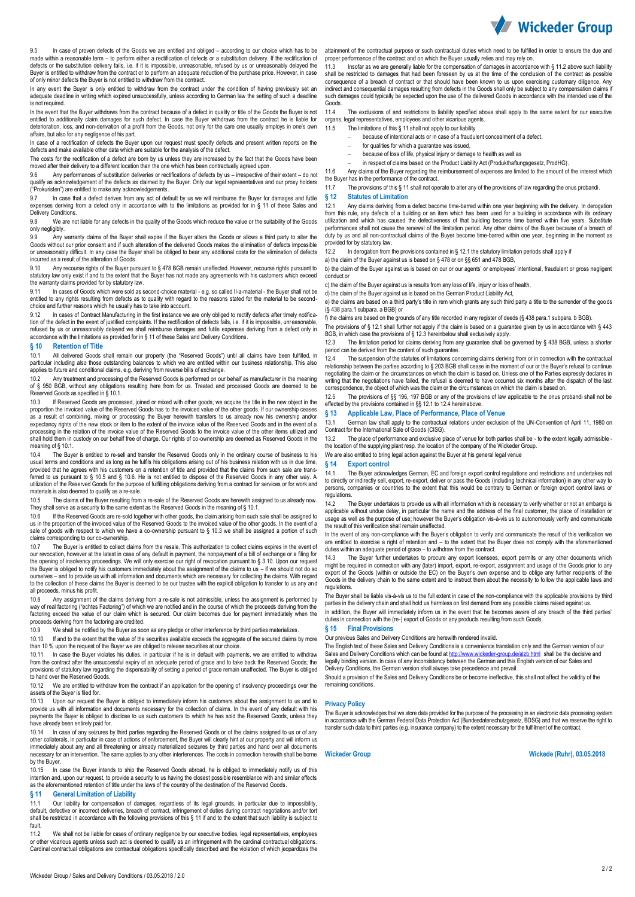9.5 In case of proven defects of the Goods we are entitled and obliged – according to our choice which has to be made within a reasonable term – to perform either a rectification of defects or a substitution delivery. If the rectification of defects or the substitution delivery fails, i.e. if it is impossible, unreasonable, refused by us or unreasonably delayed the Buyer is entitled to withdraw from the contract or to perform an adequate reduction of the purchase price. However, in case of only minor defects the Buyer is not entitled to withdraw from the contract.

In any event the Buyer is only entitled to withdraw from the contract under the condition of having previously set an adequate deadline in writing which expired unsuccessfully, unless according to German law the setting of such a deadline is not required.

In the event that the Buyer withdraws from the contract because of a defect in quality or title of the Goods the Buyer is not entitled to additionally claim damages for such defect. In case the Buyer withdraws from the contract he is liable for deterioration, loss, and non-derivation of a profit from the Goods, not only for the care one usually employs in one's own affairs, but also for any negligence of his part.

In case of a rectification of defects the Buyer upon our request must specify defects and present written reports on the defects and make available other data which are suitable for the analysis of the defect.

The costs for the rectification of a defect are born by us unless they are increased by the fact that the Goods have been moved after their delivery to a different location than the one which has been contractually agreed upon.

9.6 Any performances of substitution deliveries or rectifications of defects by us – irrespective of their extent – do not qualify as acknowledgement of the defects as claimed by the Buyer. Only our legal representatives and our proxy holders ("Prokuristen") are entitled to make any acknowledgements.

9.7 In case that a defect derives from any act of default by us we will reimburse the Buyer for damages and futile expenses deriving from a defect only in accordance with to the limitations as provided for in § 11 of these Sales and Delivery Conditions.

9.8 We are not liable for any defects in the quality of the Goods which reduce the value or the suitability of the Goods only negligibly.

9.9 Any warranty claims of the Buyer shall expire if the Buyer alters the Goods or allows a third party to alter the Goods without our prior consent and if such alteration of the delivered Goods makes the elimination of defects impossible or unreasonably difficult. In any case the Buyer shall be obliged to bear any additional costs for the elimination of defects incurred as a result of the alteration of Goods.

9.10 Any recourse rights of the Buyer pursuant to § 478 BGB remain unaffected. However, recourse rights pursuant to statutory law only exist if and to the extent that the Buyer has not made any agreements with his customers which exceed the warranty claims provided for by statutory law.

9.11 In cases of Goods which were sold as second-choice material - e.g. so called II-a-material - the Buyer shall not be entitled to any rights resulting from defects as to quality with regard to the reasons stated for the material to be second-choice and further reasons which he usually has to take into account.

9.12 In cases of Contract Manufacturing in the first instance we are only obliged to rectify defects after timely notification of the defect in the event of justified complaints. If the rectification of defects fails, i.e. if it is impossible, unreasonable, refused by us or unreasonably delayed we shall reimburse damages and futile expenses deriving from a defect only in accordance with the limitations as provided for in § 11 of these Sales and Delivery Conditions.

## § 10 Retention of Title

10.1 All delivered Goods shall remain our property (the "Reserved Goods") until all claims have been fulfilled, in particular including also those outstanding balances to which we are entitled within our business relationship. This also applies to future and conditional claims, e.g. deriving from reverse bills of exchange.

10.2 Any treatment and processing of the Reserved Goods is performed on our behalf as manufacturer in the meaning of § 950 BGB, without any obligations resulting here from for us. Treated and processed Goods are deemed to be Reserved Goods as specified in § 10.1.

10.3 If Reserved Goods are processed, joined or mixed with other goods, we acquire the title in the new object in the proportion the invoiced value of the Reserved Goods has to the invoiced value of the other goods. If our ownership ceases as a result of combining, mixing or processing the Buyer herewith transfers to us already now his ownership and/or expectancy rights of the new stock or item to the extent of the invoice value of the Reserved Goods and in the event of a processing in the relation of the invoice value of the Reserved Goods to the invoice value of the other items utilized and shall hold them in custody on our behalf free of charge. Our rights of co-ownership are deemed as Reserved Goods in the meaning of § 10.1.

10.4 The Buyer is entitled to re-sell and transfer the Reserved Goods only in the ordinary course of business to his usual terms and conditions and as long as he fulfils his obligations arising out of his business relation with us in due time, provided that he agrees with his customers on a retention of title and provided that the claims from such sale are transferred to us pursuant to § 10.5 and § 10.6. He is not entitled to dispose of the Reserved Goods in any other way. A utilization of the Reserved Goods for the purpose of fulfilling obligations deriving from a contract for services or for work and materials is also deemed to qualify as a re-sale.

10.5 The claims of the Buyer resulting from a re-sale of the Reserved Goods are herewith assigned to us already now. They shall serve as a security to the same extent as the Reserved Goods in the meaning of § 10.1.

10.6 If the Reserved Goods are re-sold together with other goods, the claim arising from such sale shall be assigned to us in the proportion of the invoiced value of the Reserved Goods to the invoiced value of the other goods. In the event of a sale of goods with respect to which we have a co-ownership pursuant to § 10.3 we shall be assigned a portion of such claims corresponding to our co-ownership.

10.7 The Buyer is entitled to collect claims from the resale. This authorization to collect claims expires in the event of our revocation, however at the latest in case of any default in payment, the nonpayment of a bill of exchange or a filing for the opening of insolvency proceedings. We will only exercise our right of revocation pursuant to § 3.10. Upon our request the Buyer is obliged to notify his customers immediately about the assignment of the claims to us – if we should not do so ourselves – and to provide us with all information and documents which are necessary for collecting the claims. With regard to the collection of these claims the Buyer is deemed to be our trustee with the explicit obligation to transfer to us any and all proceeds, minus his profit.

10.8 Any assignment of the claims deriving from a re-sale is not admissible, unless the assignment is performed by way of real factoring ("echtes Factoring") of which we are notified and in the course of which the proceeds deriving from the factoring exceed the value of our claim which is secured. Our claim becomes due for payment immediately when the proceeds deriving from the factoring are credited.

10.9 We shall be notified by the Buyer as soon as any pledge or other interference by third parties materializes.

10.10 If and to the extent that the value of the securities available exceeds the aggregate of the secured claims by more than 10 % upon the request of the Buyer we are obliged to release securities at our choice.

10.11 In case the Buyer violates his duties, in particular if he is in default with payments, we are entitled to withdraw from the contract after the unsuccessful expiry of an adequate period of grace and to take back the Reserved Goods; the provisions of statutory law regarding the dispensability of setting a period of grace remain unaffected. The Buyer is obliged to hand over the Reserved Goods.

10.12 We are entitled to withdraw from the contract if an application for the opening of insolvency proceedings over the assets of the Buyer is filed for.

10.13 Upon our request the Buyer is obliged to immediately inform his customers about the assignment to us and to provide us with all information and documents necessary for the collection of claims. In the event of any default with his payments the Buyer is obliged to disclose to us such customers to which he has sold the Reserved Goods, unless they have already been entirely paid for.

10.14 In case of any seizures by third parties regarding the Reserved Goods or of the claims assigned to us or of any other collaterals, in particular in case of actions of enforcement, the Buyer will clearly hint at our property and will inform us immediately about any and all threatening or already materialized seizures by third parties and hand over all documents necessary for an intervention. The same applies to any other interferences. The costs in connection herewith shall be borne by the Buyer.

10.15 In case the Buyer intends to ship the Reserved Goods abroad, he is obliged to immediately notify us of this intention and, upon our request, to provide a security to us having the closest possible resemblance with and similar effects as the aforementioned retention of title under the laws of the country of the destination of the Reserved Goods.

## § 11 General Limitation of Liability

11.1 Our liability for compensation of damages, regardless of its legal grounds, in particular due to impossibility, default, defective or incorrect deliveries, breach of contract, infringement of duties during contract negotiations and/or tort shall be restricted in accordance with the following provisions of this § 11 if and to the extent that such liability is subject to fault.

11.2 We shall not be liable for cases of ordinary negligence by our executive bodies, legal representatives, employees or other vicarious agents unless such act is deemed to qualify as an infringement with the cardinal contractual obligations. Cardinal contractual obligations are contractual obligations specifically described and the violation of which jeopardizes the attainment of the contractual purpose or such contractual duties which need to be fulfilled in order to ensure the due and proper performance of the contract and on which the Buyer usually relies and may rely on.

11.3 Insofar as we are generally liable for the compensation of damages in accordance with § 11.2 above such liability shall be restricted to damages that had been foreseen by us at the time of the conclusion of the contract as possible consequence of a breach of contract or that should have been known to us upon exercising customary diligence. Any indirect and consequential damages resulting from defects in the Goods shall only be subject to any compensation claims if such damages could typically be expected upon the use of the delivered Goods in accordance with the intended use of the Goods.

11.4 The exclusions of and restrictions to liability specified above shall apply to the same extent for our executive organs, legal representatives, employees and other vicarious agents.

11.5 The limitations of this § 11 shall not apply to our liability

- because of intentional acts or in case of a fraudulent concealment of a defect,
- for qualities for which a guarantee was issued,
- because of loss of life, physical injury or damage to health as well as
- in respect of claims based on the Product Liability Act (Produkthaftungsgesetz, ProdHG).

11.6 Any claims of the Buyer regarding the reimbursement of expenses are limited to the amount of the interest which the Buyer has in the performance of the contract.

11.7 The provisions of this § 11 shall not operate to alter any of the provisions of law regarding the onus probandi.

## § 12 Statutes of Limitation

12.1 Any claims deriving from a defect become time-barred within one year beginning with the delivery. In derogation from this rule, any defects of a building or an item which has been used for a building in accordance with its ordinary utilization and which has caused the defectiveness of that building become time barred within five years. Substitute performances shall not cause the renewal of the limitation period. Any other claims of the Buyer because of a breach of duty by us and all non-contractual claims of the Buyer become time-barred within one year, beginning in the moment as provided for by statutory law.

12.2 In derogation from the provisions contained in § 12.1 the statutory limitation periods shall apply if

a) the claim of the Buyer against us is based on § 478 or on §§ 651 and 478 BGB,

b) the claim of the Buyer against us is based on our or our agents' or employees' intentional, fraudulent or gross negligent conduct or

c) the claim of the Buyer against us is results from any loss of life, injury or loss of health,

d) the claim of the Buyer against us is based on the German Product Liability Act,

e) the claims are based on a third party's title in rem which grants any such third party a title to the surrender of the goods (§ 438 para.1 subpara. a BGB) or

f) the claims are based on the grounds of any title recorded in any register of deeds (§ 438 para.1 subpara. b BGB).

The provisions of § 12.1 shall further not apply if the claim is based on a guarantee given by us in accordance with § 443 BGB, in which case the provisions of § 12.3 hereinbelow shall exclusively apply.

12.3 The limitation period for claims deriving from any guarantee shall be governed by § 438 BGB, unless a shorter period can be derived from the content of such guarantee.

12.4 The suspension of the statutes of limitations concerning claims deriving from or in connection with the contractual relationship between the parties according to § 203 BGB shall cease in the moment of our or the Buyer's refusal to continue negotiating the claim or the circumstances on which the claim is based on. Unless one of the Parties expressly declares in writing that the negotiations have failed, the refusal is deemed to have occurred six months after the dispatch of the last correspondence, the object of which was the claim or the circumstances on which the claim is based on.

12.5 The provisions of §§ 196, 197 BGB or any of the provisions of law applicable to the onus probandi shall not be effected by the provisions contained in §§ 12.1 to 12.4 hereinabove.

## § 13 Applicable Law, Place of Performance, Place of Venue

13.1 German law shall apply to the contractual relations under exclusion of the UN-Convention of April 11, 1980 on Contract for the International Sale of Goods (CISG).

13.2 The place of performance and exclusive place of venue for both parties shall be - to the extent legally admissible - the location of the supplying plant resp. the location of the company of the Wickeder Group.

We are also entitled to bring legal action against the Buyer at his general legal venue

## § 14 Export control

14.1 The Buyer acknowledges German, EC and foreign export control regulations and restrictions and undertakes not to directly or indirectly sell, export, re-export, deliver or pass the Goods (including technical information) in any other way to persons, companies or countries to the extent that this would be contrary to German or foreign export control laws or regulations.

14.2 The Buyer undertakes to provide us with all information which is necessary to verify whether or not an embargo is applicable without undue delay, in particular the name and the address of the final customer, the place of installation or usage as well as the purpose of use; however the Buyer's obligation vis-à-vis us to autonomously verify and communicate the result of this verification shall remain unaffected.

In the event of any non-compliance with the Buyer's obligation to verify and communicate the result of this verification we are entitled to exercise a right of retention and – to the extent that the Buyer does not comply with the aforementioned duties within an adequate period of grace – to withdraw from the contract.

14.3 The Buyer further undertakes to procure any export licensees, export permits or any other documents which might be required in connection with any (later) import, export, re-export, assignment and usage of the Goods prior to any export of the Goods (within or outside the EC) on the Buyer's own expense and to oblige any further recipients of the Goods in the delivery chain to the same extent and to instruct them about the necessity to follow the applicable laws and regulations.

The Buyer shall be liable vis-à-vis us to the full extent in case of the non-compliance with the applicable provisions by third parties in the delivery chain and shall hold us harmless on first demand from any possible claims raised against us.

In addition, the Buyer will immediately inform us in the event that he becomes aware of any breach of the third parties' duties in connection with the (re-) export of Goods or any products resulting from such Goods.

## § 15 Final Provisions

Our previous Sales and Delivery Conditions are herewith rendered invalid.

The English text of these Sales and Delivery Conditions is a convenience translation only and the German version of our Sales and Delivery Conditions which can be found at http://www.wickeder-group.de/alzb.html shall be the decisive and legally binding version. In case of any inconsistency between the German and this English version of our Sales and Delivery Conditions, the German version shall always take precedence and prevail.

Should a provision of the Sales and Delivery Conditions be or become ineffective, this shall not affect the validity of the remaining conditions.

## Privacy Policy

The Buyer is acknowledges that we store data provided for the purpose of the processing in an electronic data processing system in accordance with the German Federal Data Protection Act (Bundesdatenschutzgesetz, BDSG) and that we reserve the right to transfer such data to third parties (e.g. insurance company) to the extent necessary for the fulfillment of the contract.

**Wickeder Group** **Wickede (Ruhr), 03.05.2018**